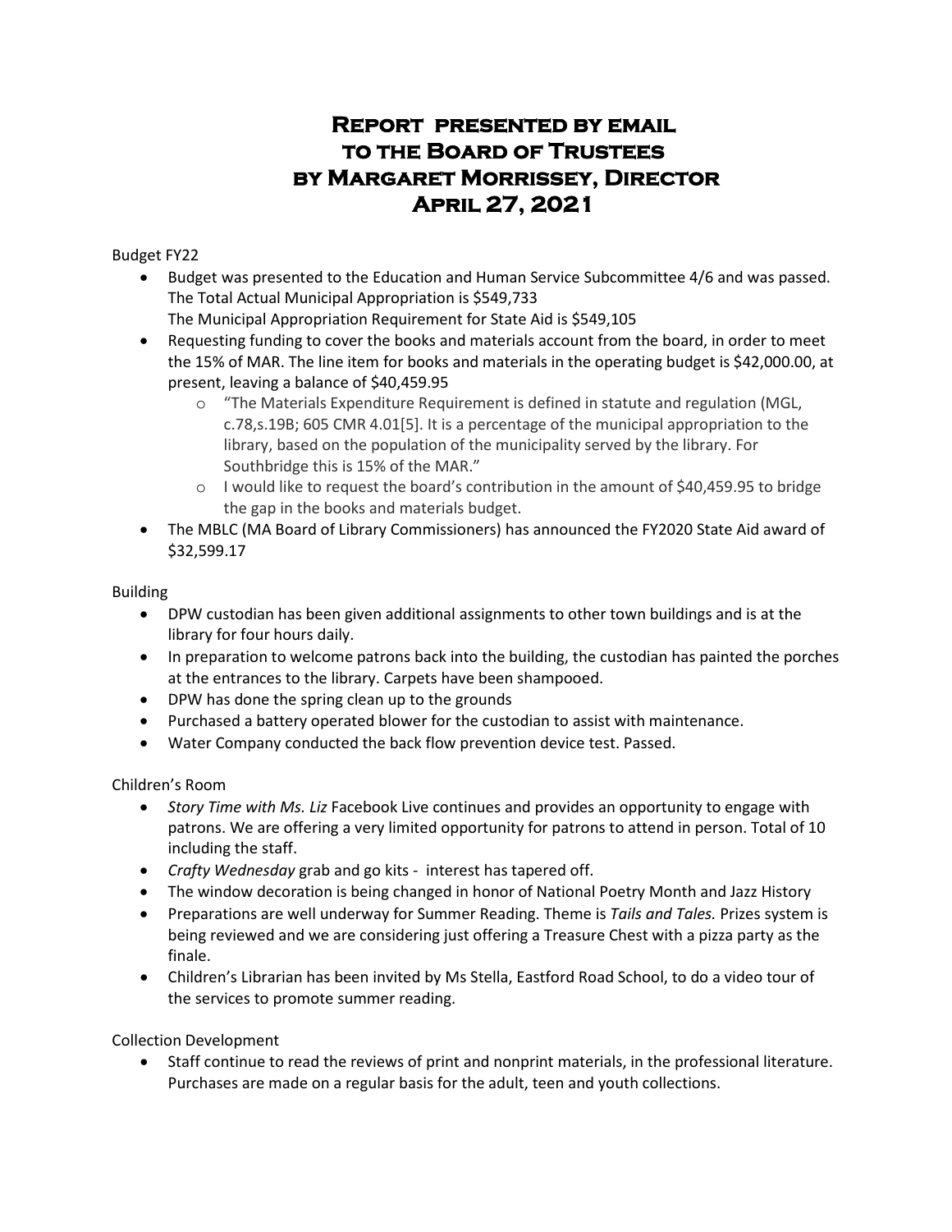# Report presented by email to the Board of Trustees by Margaret Morrissey, Director April 27, 2021

Budget FY22

- Budget was presented to the Education and Human Service Subcommittee 4/6 and was passed. The Total Actual Municipal Appropriation is $549,733
  The Municipal Appropriation Requirement for State Aid is $549,105
- Requesting funding to cover the books and materials account from the board, in order to meet the 15% of MAR. The line item for books and materials in the operating budget is $42,000.00, at present, leaving a balance of $40,459.95
  - "The Materials Expenditure Requirement is defined in statute and regulation (MGL, c.78,s.19B; 605 CMR 4.01[5]. It is a percentage of the municipal appropriation to the library, based on the population of the municipality served by the library. For Southbridge this is 15% of the MAR."
  - I would like to request the board's contribution in the amount of $40,459.95 to bridge the gap in the books and materials budget.
- The MBLC (MA Board of Library Commissioners) has announced the FY2020 State Aid award of $32,599.17

Building

- DPW custodian has been given additional assignments to other town buildings and is at the library for four hours daily.
- In preparation to welcome patrons back into the building, the custodian has painted the porches at the entrances to the library. Carpets have been shampooed.
- DPW has done the spring clean up to the grounds
- Purchased a battery operated blower for the custodian to assist with maintenance.
- Water Company conducted the back flow prevention device test. Passed.

Children's Room

- *Story Time with Ms. Liz* Facebook Live continues and provides an opportunity to engage with patrons. We are offering a very limited opportunity for patrons to attend in person. Total of 10 including the staff.
- *Crafty Wednesday* grab and go kits - interest has tapered off.
- The window decoration is being changed in honor of National Poetry Month and Jazz History
- Preparations are well underway for Summer Reading. Theme is *Tails and Tales.* Prizes system is being reviewed and we are considering just offering a Treasure Chest with a pizza party as the finale.
- Children's Librarian has been invited by Ms Stella, Eastford Road School, to do a video tour of the services to promote summer reading.

Collection Development

- Staff continue to read the reviews of print and nonprint materials, in the professional literature. Purchases are made on a regular basis for the adult, teen and youth collections.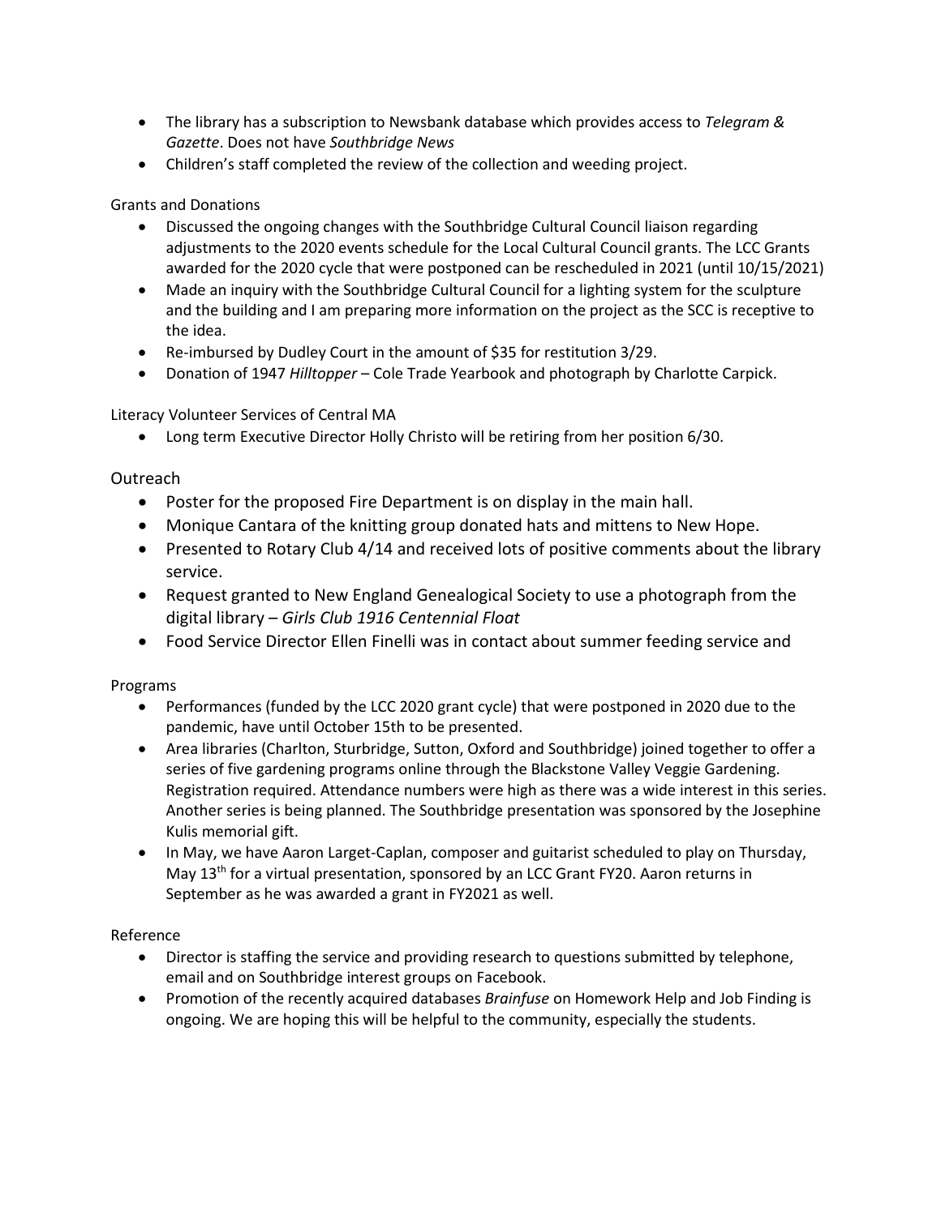- The library has a subscription to Newsbank database which provides access to *Telegram & Gazette*. Does not have *Southbridge News*
- Children's staff completed the review of the collection and weeding project.

Grants and Donations

- Discussed the ongoing changes with the Southbridge Cultural Council liaison regarding adjustments to the 2020 events schedule for the Local Cultural Council grants. The LCC Grants awarded for the 2020 cycle that were postponed can be rescheduled in 2021 (until 10/15/2021)
- Made an inquiry with the Southbridge Cultural Council for a lighting system for the sculpture and the building and I am preparing more information on the project as the SCC is receptive to the idea.
- Re-imbursed by Dudley Court in the amount of $35 for restitution 3/29.
- Donation of 1947 *Hilltopper* – Cole Trade Yearbook and photograph by Charlotte Carpick.

Literacy Volunteer Services of Central MA

- Long term Executive Director Holly Christo will be retiring from her position 6/30.

Outreach

- Poster for the proposed Fire Department is on display in the main hall.
- Monique Cantara of the knitting group donated hats and mittens to New Hope.
- Presented to Rotary Club 4/14 and received lots of positive comments about the library service.
- Request granted to New England Genealogical Society to use a photograph from the digital library – *Girls Club 1916 Centennial Float*
- Food Service Director Ellen Finelli was in contact about summer feeding service and

Programs

- Performances (funded by the LCC 2020 grant cycle) that were postponed in 2020 due to the pandemic, have until October 15th to be presented.
- Area libraries (Charlton, Sturbridge, Sutton, Oxford and Southbridge) joined together to offer a series of five gardening programs online through the Blackstone Valley Veggie Gardening. Registration required. Attendance numbers were high as there was a wide interest in this series. Another series is being planned. The Southbridge presentation was sponsored by the Josephine Kulis memorial gift.
- In May, we have Aaron Larget-Caplan, composer and guitarist scheduled to play on Thursday, May 13th for a virtual presentation, sponsored by an LCC Grant FY20. Aaron returns in September as he was awarded a grant in FY2021 as well.

Reference

- Director is staffing the service and providing research to questions submitted by telephone, email and on Southbridge interest groups on Facebook.
- Promotion of the recently acquired databases *Brainfuse* on Homework Help and Job Finding is ongoing. We are hoping this will be helpful to the community, especially the students.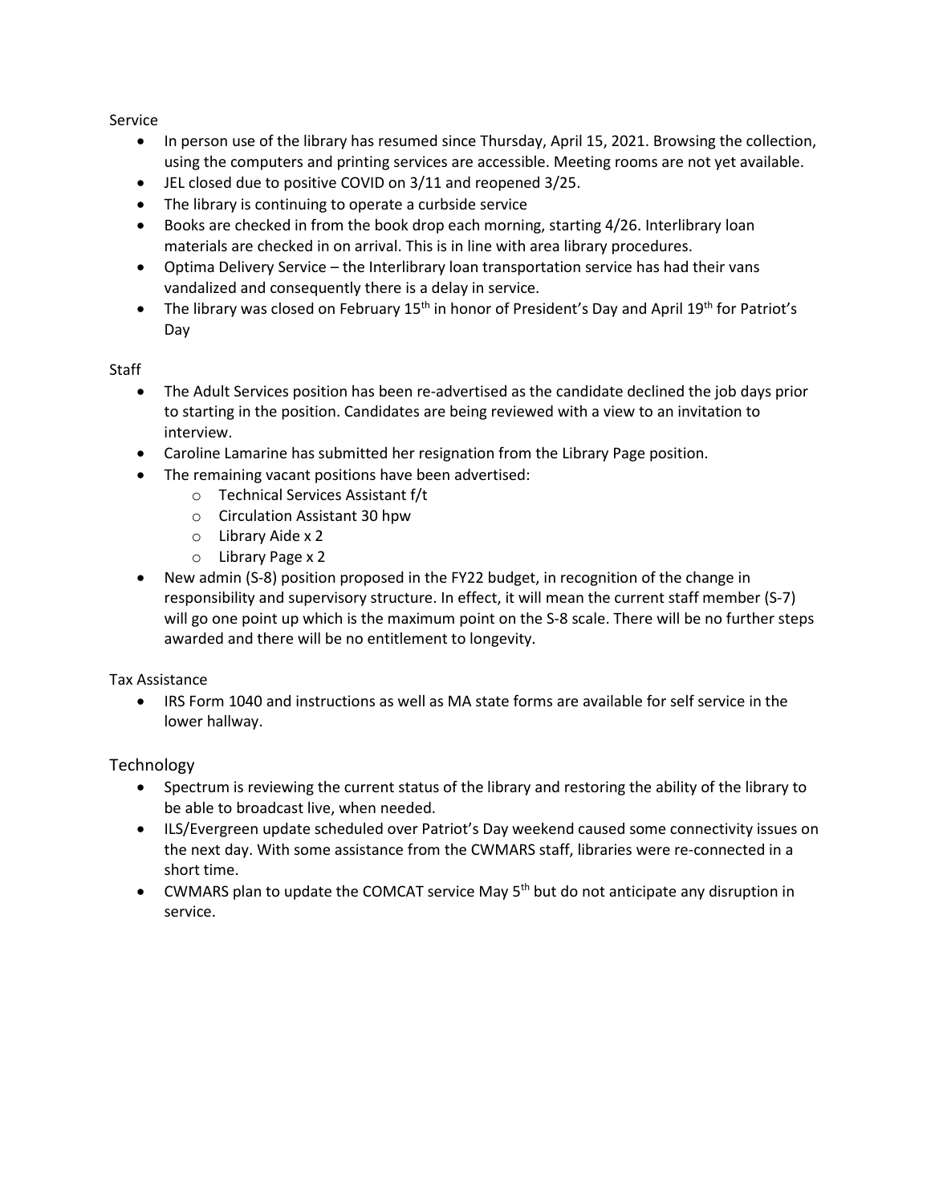Service

- In person use of the library has resumed since Thursday, April 15, 2021. Browsing the collection, using the computers and printing services are accessible. Meeting rooms are not yet available.
- JEL closed due to positive COVID on 3/11 and reopened 3/25.
- The library is continuing to operate a curbside service
- Books are checked in from the book drop each morning, starting 4/26. Interlibrary loan materials are checked in on arrival. This is in line with area library procedures.
- Optima Delivery Service – the Interlibrary loan transportation service has had their vans vandalized and consequently there is a delay in service.
- The library was closed on February 15th in honor of President's Day and April 19th for Patriot's Day

Staff

- The Adult Services position has been re-advertised as the candidate declined the job days prior to starting in the position. Candidates are being reviewed with a view to an invitation to interview.
- Caroline Lamarine has submitted her resignation from the Library Page position.
- The remaining vacant positions have been advertised:
  - Technical Services Assistant f/t
  - Circulation Assistant 30 hpw
  - Library Aide x 2
  - Library Page x 2
- New admin (S-8) position proposed in the FY22 budget, in recognition of the change in responsibility and supervisory structure. In effect, it will mean the current staff member (S-7) will go one point up which is the maximum point on the S-8 scale. There will be no further steps awarded and there will be no entitlement to longevity.

Tax Assistance

- IRS Form 1040 and instructions as well as MA state forms are available for self service in the lower hallway.

## Technology

- Spectrum is reviewing the current status of the library and restoring the ability of the library to be able to broadcast live, when needed.
- ILS/Evergreen update scheduled over Patriot's Day weekend caused some connectivity issues on the next day. With some assistance from the CWMARS staff, libraries were re-connected in a short time.
- CWMARS plan to update the COMCAT service May 5th but do not anticipate any disruption in service.